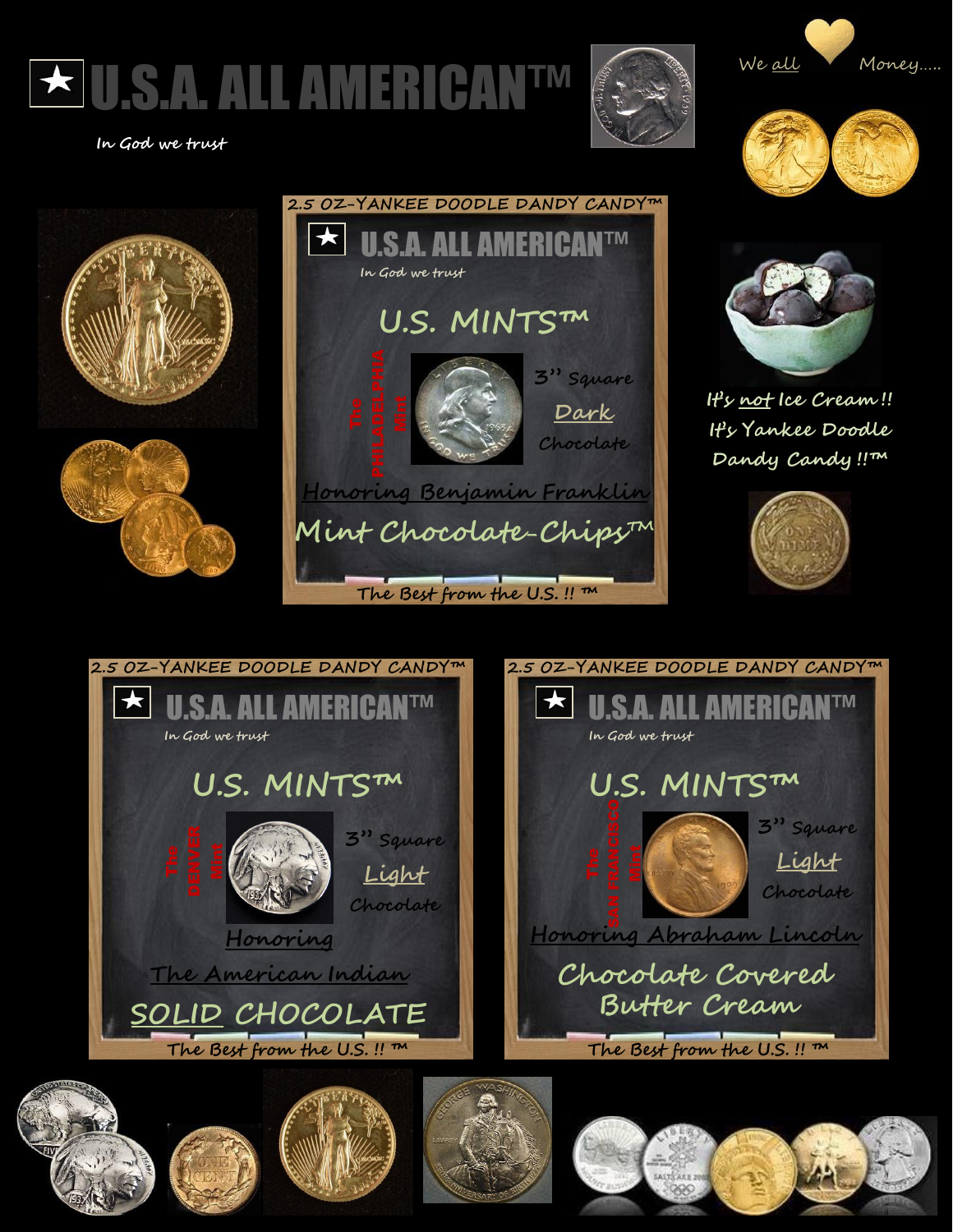# ★ U.S.A. ALL AMERICAN™

*In God we trust*

*We all* ♥ *Money.....*

## 2.5 OZ-YANKEE DOODLE DANDY CANDY™

★ **U.S.A. ALL AMERICAN™**

*In God we trust*

### U.S. MINTS™

The PHILADELPHIA Mint

3" Square

Dark

Chocolate

Honoring Benjamin Franklin

**Mint Chocolate-Chips™**

*The Best from the U.S. !! ™*

*It's not Ice Cream!!*
*It's Yankee Doodle Dandy Candy !!™*

## 2.5 OZ-YANKEE DOODLE DANDY CANDY™

★ **U.S.A. ALL AMERICAN™**

*In God we trust*

### U.S. MINTS™

The DENVER Mint

3" Square

Light

Chocolate

Honoring

The American Indian

**SOLID CHOCOLATE**

*The Best from the U.S. !! ™*

## 2.5 OZ-YANKEE DOODLE DANDY CANDY™

★ **U.S.A. ALL AMERICAN™**

*In God we trust*

### U.S. MINTS™

The SAN FRANCISCO Mint

3" Square

Light

Chocolate

Honoring Abraham Lincoln

**Chocolate Covered Butter Cream**

*The Best from the U.S. !! ™*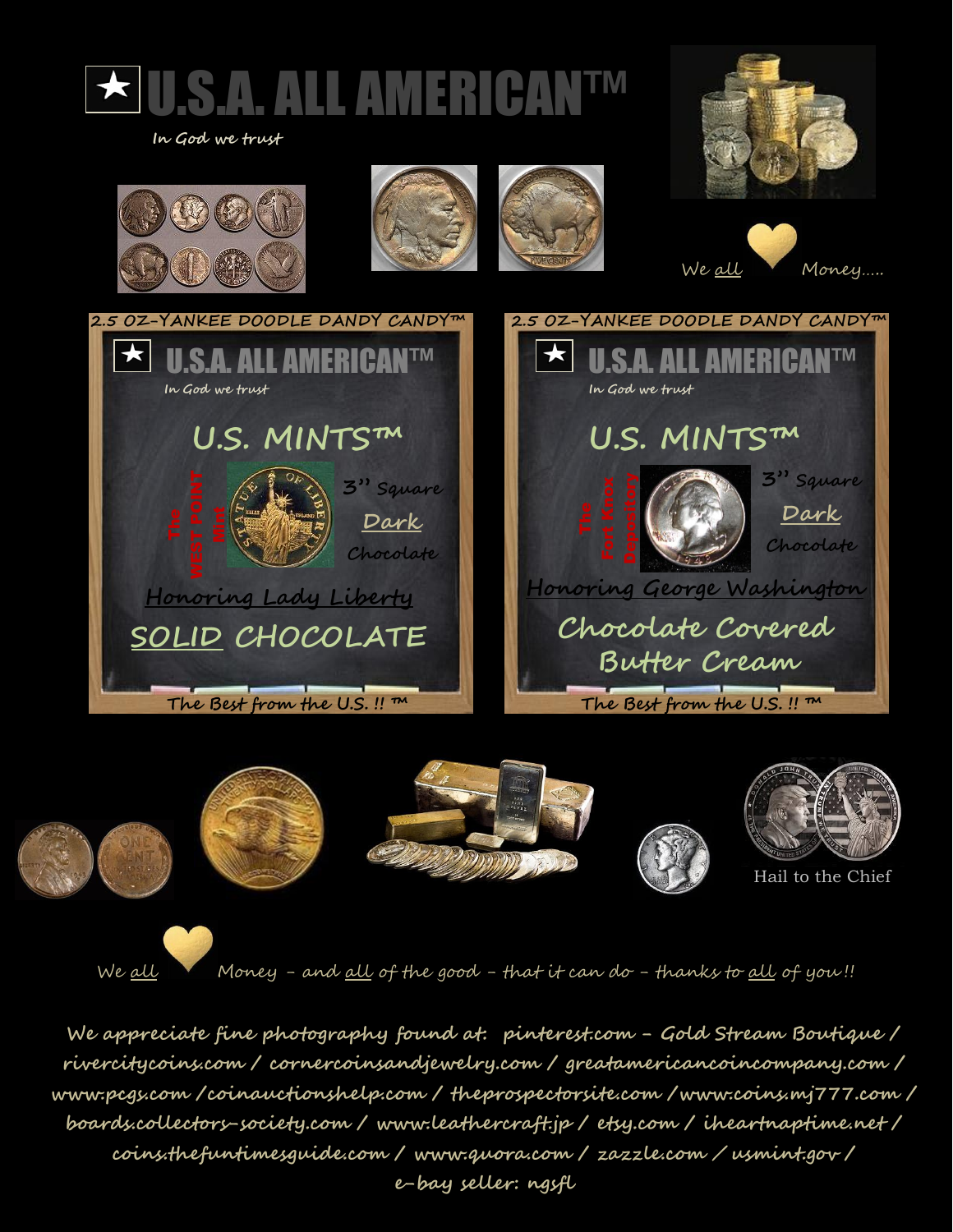# ★ U.S.A. ALL AMERICAN™

*In God we trust*

We all ♥ Money.....

**2.5 OZ-YANKEE DOODLE DANDY CANDY™**

## ★ U.S.A. ALL AMERICAN™

*In God we trust*

### U.S. MINTS™

The WEST POINT Mint

3" Square
Dark
Chocolate

Honoring Lady Liberty

SOLID CHOCOLATE

The Best from the U.S. !! ™

**2.5 OZ-YANKEE DOODLE DANDY CANDY™**

## ★ U.S.A. ALL AMERICAN™

*In God we trust*

### U.S. MINTS™

The Fort Knox Depository

3" Square
Dark
Chocolate

Honoring George Washington

Chocolate Covered Butter Cream

The Best from the U.S. !! ™

Hail to the Chief

We all ♥ Money - and all of the good - that it can do - thanks to all of you!!

We appreciate fine photography found at: pinterest.com - Gold Stream Boutique / rivercitycoins.com / cornercoinsandjewelry.com / greatamericancoincompany.com / www.pcgs.com /coinauctionshelp.com / theprospectorsite.com /www.coins.mj777.com / boards.collectors-society.com / www.leathercraft.jp / etsy.com / iheartnaptime.net / coins.thefuntimesguide.com / www.quora.com / zazzle.com / usmint.gov / e-bay seller: ngsfl